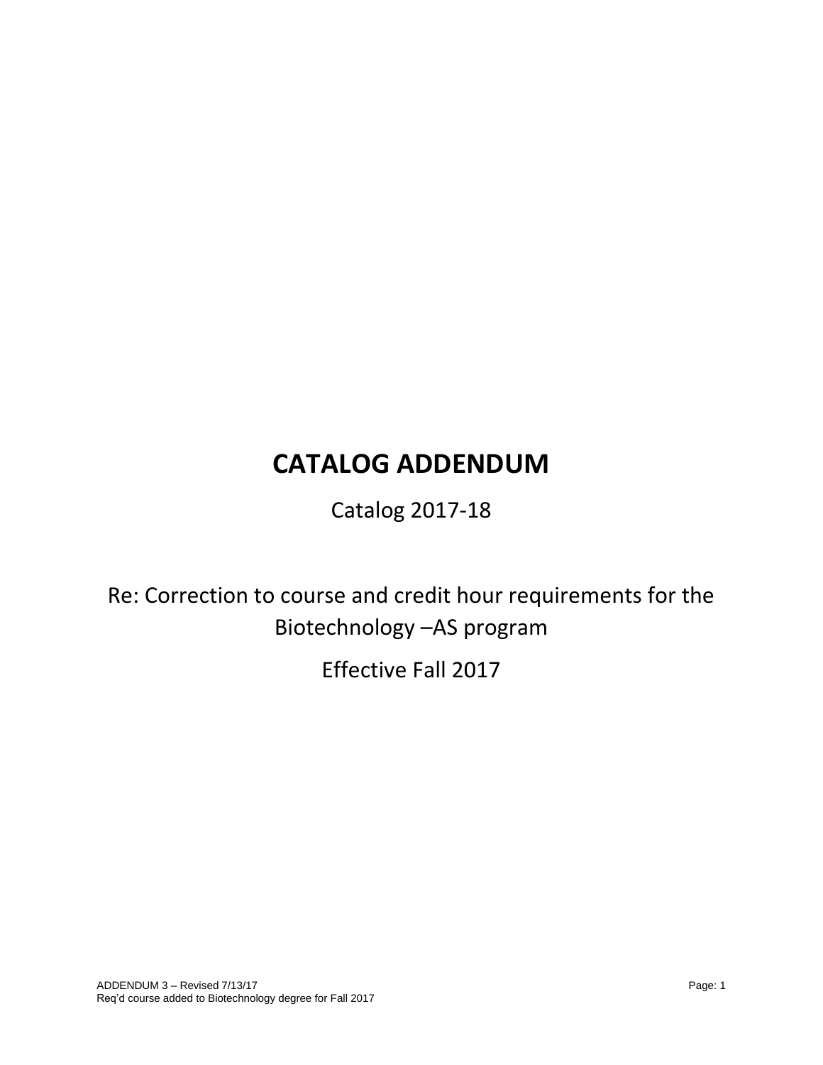# CATALOG ADDENDUM

Catalog 2017-18

Re: Correction to course and credit hour requirements for the Biotechnology –AS program

Effective Fall 2017

ADDENDUM 3 – Revised 7/13/17
Req'd course added to Biotechnology degree for Fall 2017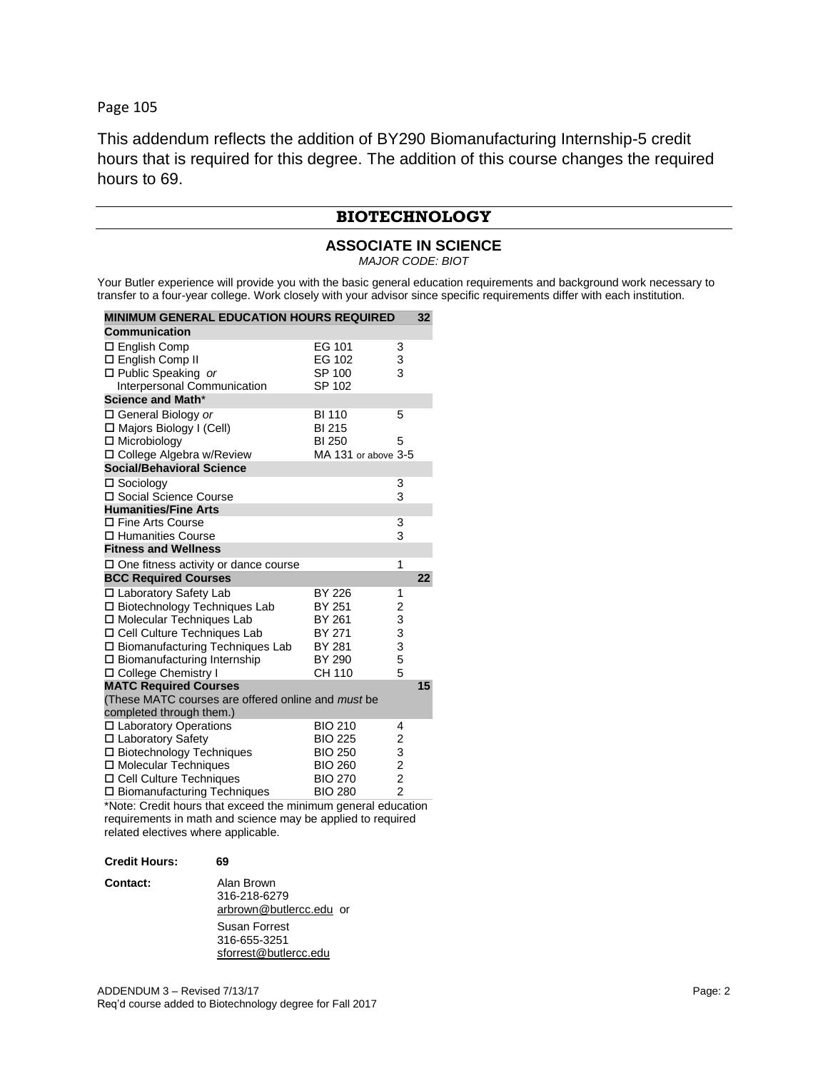Page 105

This addendum reflects the addition of BY290 Biomanufacturing Internship-5 credit hours that is required for this degree. The addition of this course changes the required hours to 69.

## BIOTECHNOLOGY

### ASSOCIATE IN SCIENCE

*MAJOR CODE: BIOT*

Your Butler experience will provide you with the basic general education requirements and background work necessary to transfer to a four-year college. Work closely with your advisor since specific requirements differ with each institution.

| **MINIMUM GENERAL EDUCATION HOURS REQUIRED** | | | **32** |
|---|---|---|---|
| **Communication** | | | |
| ☐ English Comp | EG 101 | 3 | |
| ☐ English Comp II | EG 102 | 3 | |
| ☐ Public Speaking *or* Interpersonal Communication | SP 100 SP 102 | 3 | |
| **Science and Math*** | | | |
| ☐ General Biology *or* Majors Biology I (Cell) | BI 110 BI 215 | 5 | |
| ☐ Microbiology | BI 250 | 5 | |
| ☐ College Algebra w/Review | MA 131 or above | 3-5 | |
| **Social/Behavioral Science** | | | |
| ☐ Sociology | | 3 | |
| ☐ Social Science Course | | 3 | |
| **Humanities/Fine Arts** | | | |
| ☐ Fine Arts Course | | 3 | |
| ☐ Humanities Course | | 3 | |
| **Fitness and Wellness** | | | |
| ☐ One fitness activity or dance course | | 1 | |
| **BCC Required Courses** | | | **22** |
| ☐ Laboratory Safety Lab | BY 226 | 1 | |
| ☐ Biotechnology Techniques Lab | BY 251 | 2 | |
| ☐ Molecular Techniques Lab | BY 261 | 3 | |
| ☐ Cell Culture Techniques Lab | BY 271 | 3 | |
| ☐ Biomanufacturing Techniques Lab | BY 281 | 3 | |
| ☐ Biomanufacturing Internship | BY 290 | 5 | |
| ☐ College Chemistry I | CH 110 | 5 | |
| **MATC Required Courses** (These MATC courses are offered online and *must* be completed through them.) | | | **15** |
| ☐ Laboratory Operations | BIO 210 | 4 | |
| ☐ Laboratory Safety | BIO 225 | 2 | |
| ☐ Biotechnology Techniques | BIO 250 | 3 | |
| ☐ Molecular Techniques | BIO 260 | 2 | |
| ☐ Cell Culture Techniques | BIO 270 | 2 | |
| ☐ Biomanufacturing Techniques | BIO 280 | 2 | |

*Note: Credit hours that exceed the minimum general education requirements in math and science may be applied to required related electives where applicable.

**Credit Hours:** **69**

**Contact:** Alan Brown
316-218-6279
arbrown@butlercc.edu or

Susan Forrest
316-655-3251
sforrest@butlercc.edu

ADDENDUM 3 – Revised 7/13/17
Req'd course added to Biotechnology degree for Fall 2017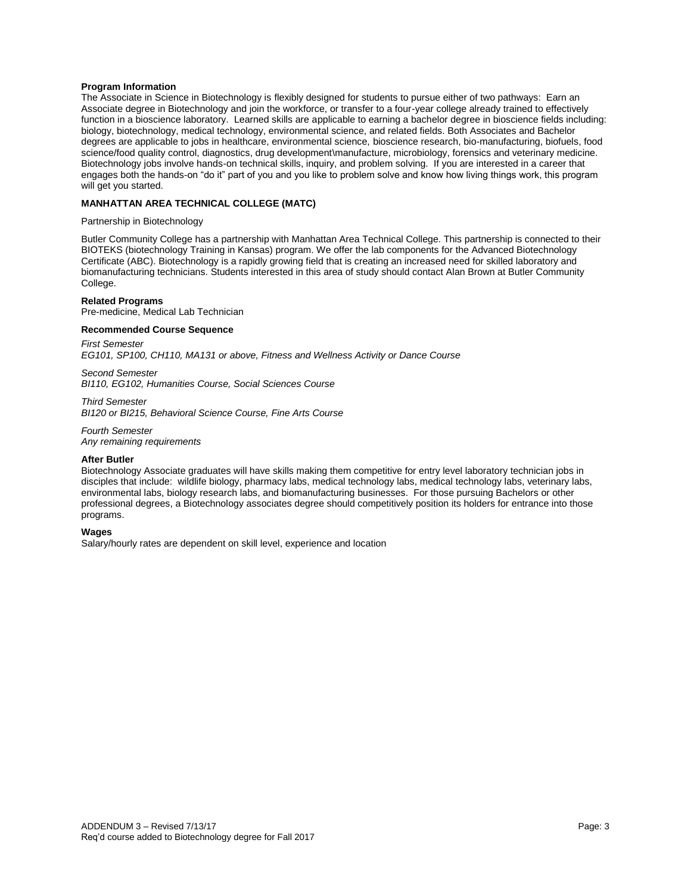**Program Information**

The Associate in Science in Biotechnology is flexibly designed for students to pursue either of two pathways: Earn an Associate degree in Biotechnology and join the workforce, or transfer to a four-year college already trained to effectively function in a bioscience laboratory. Learned skills are applicable to earning a bachelor degree in bioscience fields including: biology, biotechnology, medical technology, environmental science, and related fields. Both Associates and Bachelor degrees are applicable to jobs in healthcare, environmental science, bioscience research, bio-manufacturing, biofuels, food science/food quality control, diagnostics, drug development\manufacture, microbiology, forensics and veterinary medicine. Biotechnology jobs involve hands-on technical skills, inquiry, and problem solving. If you are interested in a career that engages both the hands-on "do it" part of you and you like to problem solve and know how living things work, this program will get you started.

**MANHATTAN AREA TECHNICAL COLLEGE (MATC)**

Partnership in Biotechnology

Butler Community College has a partnership with Manhattan Area Technical College. This partnership is connected to their BIOTEKS (biotechnology Training in Kansas) program. We offer the lab components for the Advanced Biotechnology Certificate (ABC). Biotechnology is a rapidly growing field that is creating an increased need for skilled laboratory and biomanufacturing technicians. Students interested in this area of study should contact Alan Brown at Butler Community College.

**Related Programs**

Pre-medicine, Medical Lab Technician

**Recommended Course Sequence**

*First Semester*
*EG101, SP100, CH110, MA131 or above, Fitness and Wellness Activity or Dance Course*

*Second Semester*
*BI110, EG102, Humanities Course, Social Sciences Course*

*Third Semester*
*BI120 or BI215, Behavioral Science Course, Fine Arts Course*

*Fourth Semester*
*Any remaining requirements*

**After Butler**

Biotechnology Associate graduates will have skills making them competitive for entry level laboratory technician jobs in disciples that include: wildlife biology, pharmacy labs, medical technology labs, medical technology labs, veterinary labs, environmental labs, biology research labs, and biomanufacturing businesses. For those pursuing Bachelors or other professional degrees, a Biotechnology associates degree should competitively position its holders for entrance into those programs.

**Wages**

Salary/hourly rates are dependent on skill level, experience and location

ADDENDUM 3 – Revised 7/13/17
Req'd course added to Biotechnology degree for Fall 2017